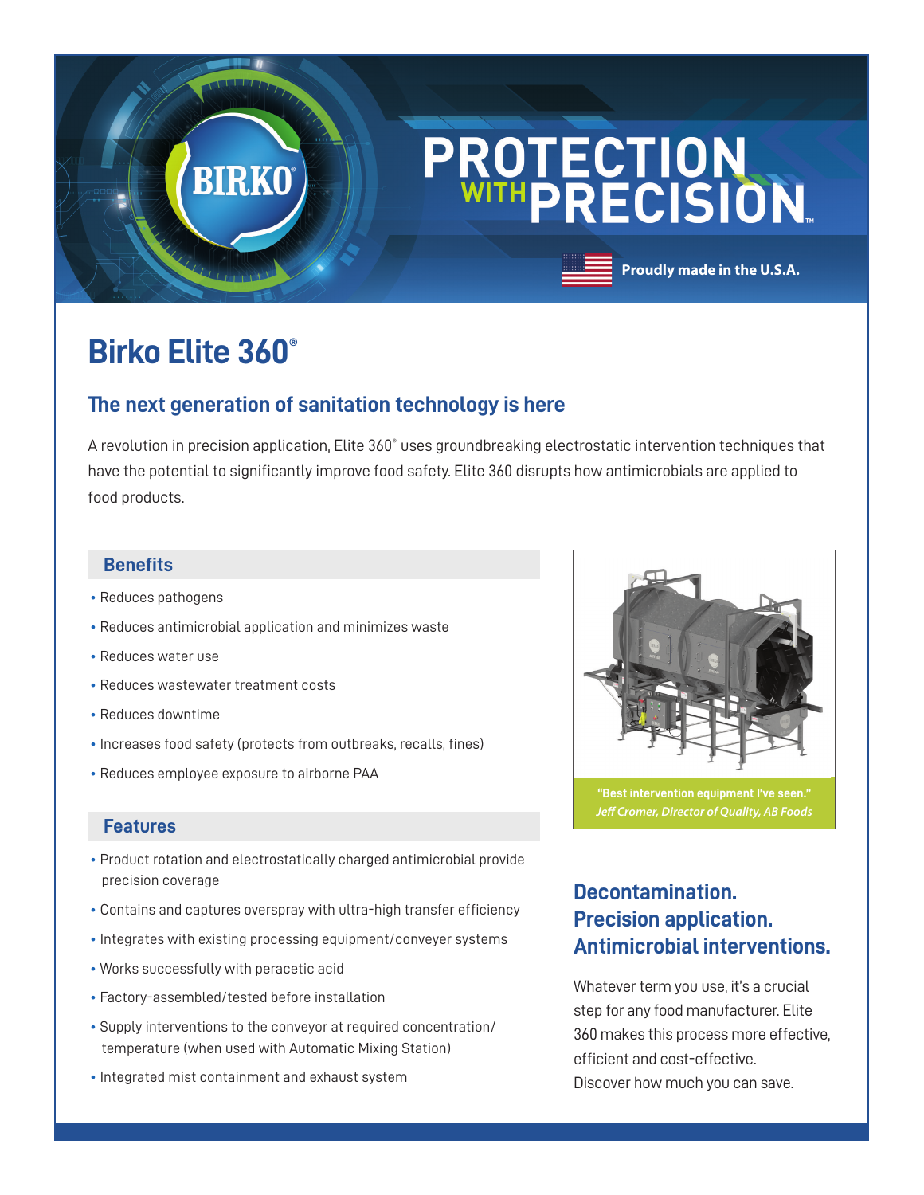# PROTECTION WITH PRECISION™

Proudly made in the U.S.A.

# Birko Elite 360®

## The next generation of sanitation technology is here

A revolution in precision application, Elite 360® uses groundbreaking electrostatic intervention techniques that have the potential to significantly improve food safety. Elite 360 disrupts how antimicrobials are applied to food products.

### Benefits

- Reduces pathogens
- Reduces antimicrobial application and minimizes waste
- Reduces water use
- Reduces wastewater treatment costs
- Reduces downtime
- Increases food safety (protects from outbreaks, recalls, fines)
- Reduces employee exposure to airborne PAA

### Features

- Product rotation and electrostatically charged antimicrobial provide precision coverage
- Contains and captures overspray with ultra-high transfer efficiency
- Integrates with existing processing equipment/conveyer systems
- Works successfully with peracetic acid
- Factory-assembled/tested before installation
- Supply interventions to the conveyor at required concentration/ temperature (when used with Automatic Mixing Station)
- Integrated mist containment and exhaust system

**"Best intervention equipment I've seen."**
*Jeff Cromer, Director of Quality, AB Foods*

## Decontamination. Precision application. Antimicrobial interventions.

Whatever term you use, it's a crucial step for any food manufacturer. Elite 360 makes this process more effective, efficient and cost-effective. Discover how much you can save.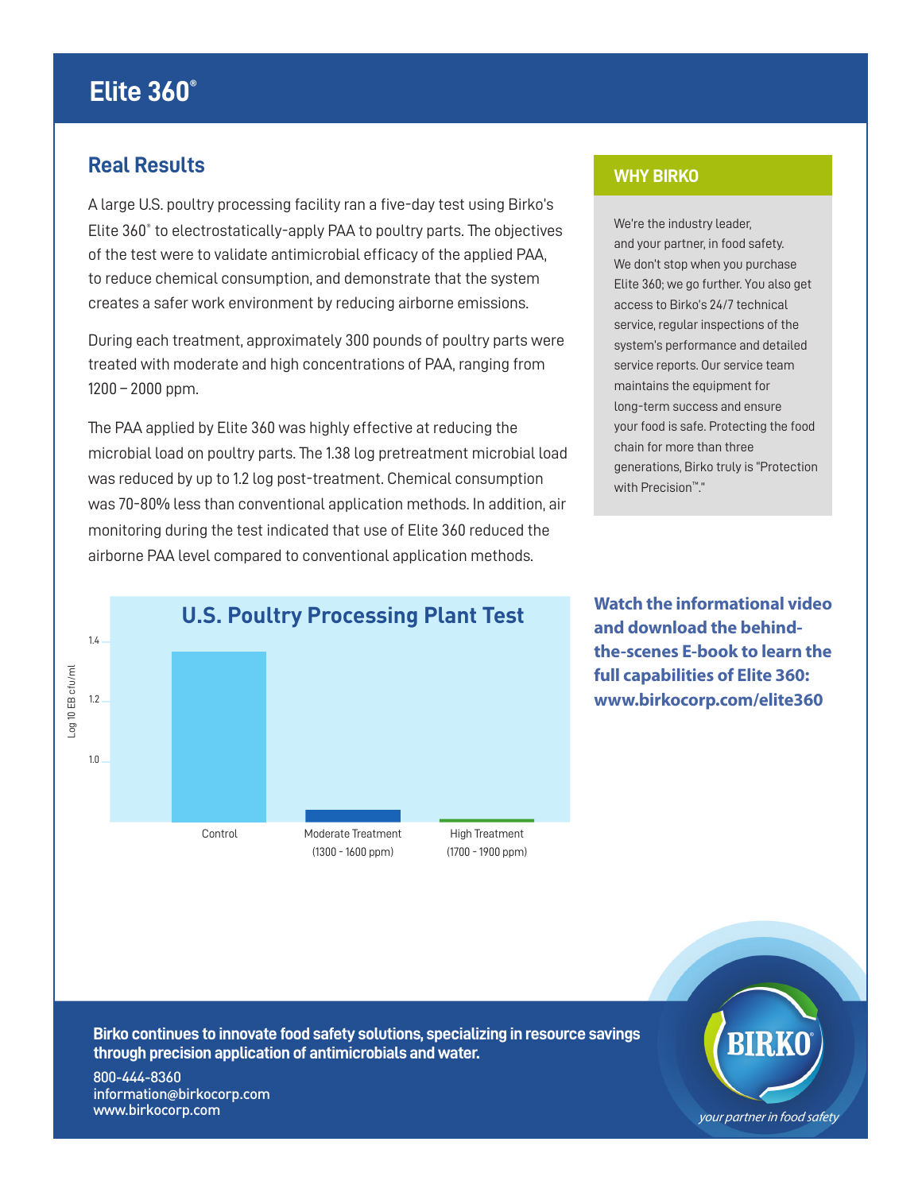# Elite 360®

## Real Results

A large U.S. poultry processing facility ran a five-day test using Birko's Elite 360® to electrostatically-apply PAA to poultry parts. The objectives of the test were to validate antimicrobial efficacy of the applied PAA, to reduce chemical consumption, and demonstrate that the system creates a safer work environment by reducing airborne emissions.

During each treatment, approximately 300 pounds of poultry parts were treated with moderate and high concentrations of PAA, ranging from 1200 – 2000 ppm.

The PAA applied by Elite 360 was highly effective at reducing the microbial load on poultry parts. The 1.38 log pretreatment microbial load was reduced by up to 1.2 log post-treatment. Chemical consumption was 70-80% less than conventional application methods. In addition, air monitoring during the test indicated that use of Elite 360 reduced the airborne PAA level compared to conventional application methods.

### WHY BIRKO

We're the industry leader, and your partner, in food safety. We don't stop when you purchase Elite 360; we go further. You also get access to Birko's 24/7 technical service, regular inspections of the system's performance and detailed service reports. Our service team maintains the equipment for long-term success and ensure your food is safe. Protecting the food chain for more than three generations, Birko truly is "Protection with Precision™."

**U.S. Poultry Processing Plant Test**

Log 10 EB cfu/ml

1.4

1.2

1.0

Control

Moderate Treatment (1300 - 1600 ppm)

High Treatment (1700 - 1900 ppm)

**Watch the informational video and download the behind-the-scenes E-book to learn the full capabilities of Elite 360: www.birkocorp.com/elite360**

**Birko continues to innovate food safety solutions, specializing in resource savings through precision application of antimicrobials and water.**

800-444-8360
information@birkocorp.com
www.birkocorp.com

BIRKO®

*your partner in food safety*